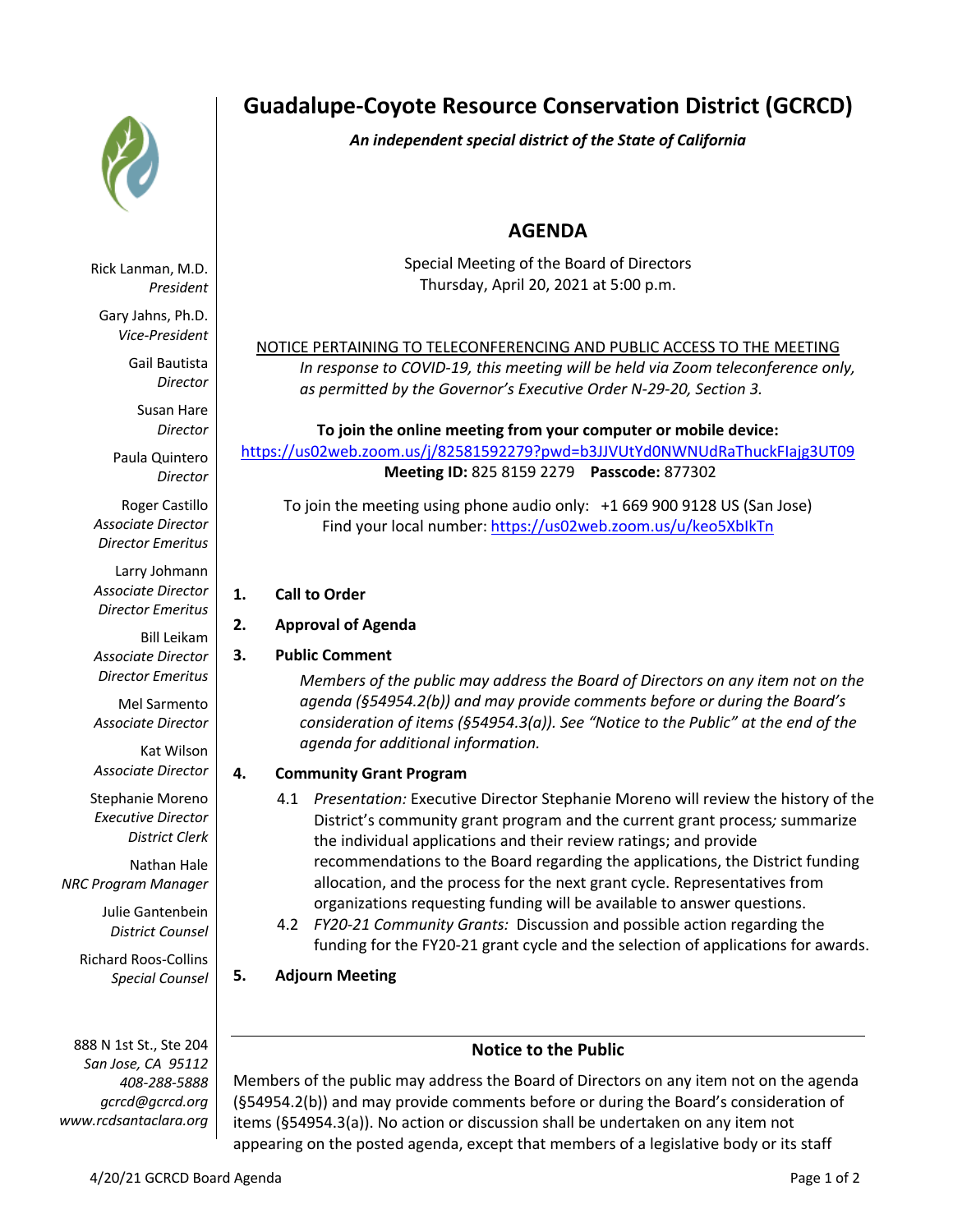# Guadalupe-Coyote Resource Conservation District (GCRCD)

***An independent special district of the State of California***

Rick Lanman, M.D.
*President*

Gary Jahns, Ph.D.
*Vice-President*

Gail Bautista
*Director*

Susan Hare
*Director*

Paula Quintero
*Director*

Roger Castillo
*Associate Director*
*Director Emeritus*

Larry Johmann
*Associate Director*
*Director Emeritus*

Bill Leikam
*Associate Director*
*Director Emeritus*

Mel Sarmento
*Associate Director*

Kat Wilson
*Associate Director*

Stephanie Moreno
*Executive Director*
*District Clerk*

Nathan Hale
*NRC Program Manager*

Julie Gantenbein
*District Counsel*

Richard Roos-Collins
*Special Counsel*

888 N 1st St., Ste 204
*San Jose, CA 95112*
*408-288-5888*
*gcrcd@gcrcd.org*
*www.rcdsantaclara.org*

## AGENDA

Special Meeting of the Board of Directors
Thursday, April 20, 2021 at 5:00 p.m.

<u>NOTICE PERTAINING TO TELECONFERENCING AND PUBLIC ACCESS TO THE MEETING</u>

*In response to COVID-19, this meeting will be held via Zoom teleconference only, as permitted by the Governor's Executive Order N-29-20, Section 3.*

**To join the online meeting from your computer or mobile device:**
https://us02web.zoom.us/j/82581592279?pwd=b3JJVUtYd0NWNUdRaThuckFIajg3UT09
**Meeting ID:** 825 8159 2279 **Passcode:** 877302

To join the meeting using phone audio only: +1 669 900 9128 US (San Jose)
Find your local number: https://us02web.zoom.us/u/keo5XbIkTn

**1. Call to Order**

**2. Approval of Agenda**

**3. Public Comment**

*Members of the public may address the Board of Directors on any item not on the agenda (§54954.2(b)) and may provide comments before or during the Board's consideration of items (§54954.3(a)). See "Notice to the Public" at the end of the agenda for additional information.*

**4. Community Grant Program**

4.1 *Presentation:* Executive Director Stephanie Moreno will review the history of the District's community grant program and the current grant process*;* summarize the individual applications and their review ratings; and provide recommendations to the Board regarding the applications, the District funding allocation, and the process for the next grant cycle. Representatives from organizations requesting funding will be available to answer questions.

4.2 *FY20-21 Community Grants:* Discussion and possible action regarding the funding for the FY20-21 grant cycle and the selection of applications for awards.

**5. Adjourn Meeting**

---

### Notice to the Public

Members of the public may address the Board of Directors on any item not on the agenda (§54954.2(b)) and may provide comments before or during the Board's consideration of items (§54954.3(a)). No action or discussion shall be undertaken on any item not appearing on the posted agenda, except that members of a legislative body or its staff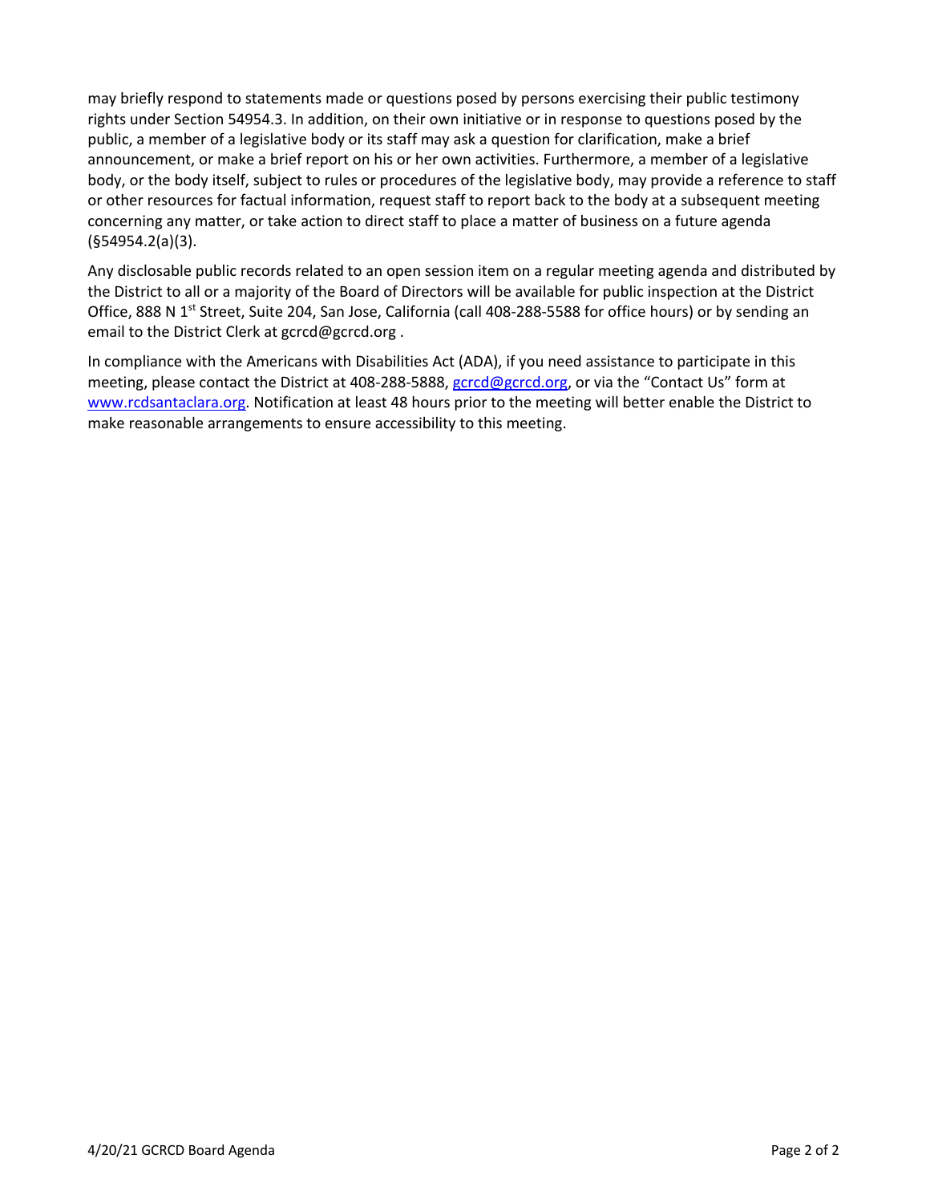may briefly respond to statements made or questions posed by persons exercising their public testimony rights under Section 54954.3. In addition, on their own initiative or in response to questions posed by the public, a member of a legislative body or its staff may ask a question for clarification, make a brief announcement, or make a brief report on his or her own activities. Furthermore, a member of a legislative body, or the body itself, subject to rules or procedures of the legislative body, may provide a reference to staff or other resources for factual information, request staff to report back to the body at a subsequent meeting concerning any matter, or take action to direct staff to place a matter of business on a future agenda (§54954.2(a)(3).

Any disclosable public records related to an open session item on a regular meeting agenda and distributed by the District to all or a majority of the Board of Directors will be available for public inspection at the District Office, 888 N 1st Street, Suite 204, San Jose, California (call 408-288-5588 for office hours) or by sending an email to the District Clerk at gcrcd@gcrcd.org .

In compliance with the Americans with Disabilities Act (ADA), if you need assistance to participate in this meeting, please contact the District at 408-288-5888, gcrcd@gcrcd.org, or via the "Contact Us" form at www.rcdsantaclara.org. Notification at least 48 hours prior to the meeting will better enable the District to make reasonable arrangements to ensure accessibility to this meeting.